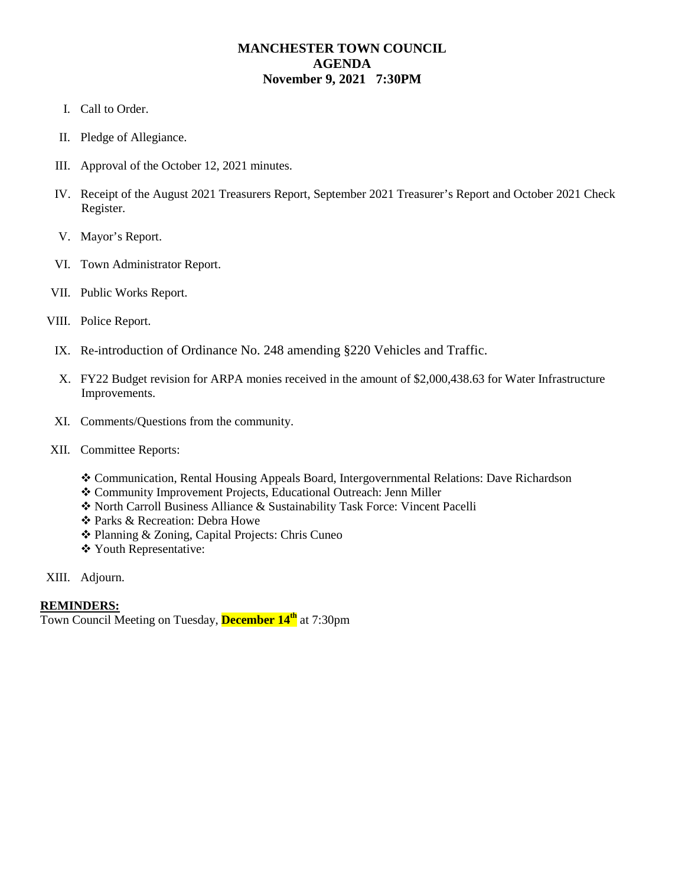# MANCHESTER TOWN COUNCIL
# AGENDA
# November 9, 2021 7:30PM

I. Call to Order.

II. Pledge of Allegiance.

III. Approval of the October 12, 2021 minutes.

IV. Receipt of the August 2021 Treasurers Report, September 2021 Treasurer's Report and October 2021 Check Register.

V. Mayor's Report.

VI. Town Administrator Report.

VII. Public Works Report.

VIII. Police Report.

IX. Re-introduction of Ordinance No. 248 amending §220 Vehicles and Traffic.

X. FY22 Budget revision for ARPA monies received in the amount of $2,000,438.63 for Water Infrastructure Improvements.

XI. Comments/Questions from the community.

XII. Committee Reports:

- Communication, Rental Housing Appeals Board, Intergovernmental Relations: Dave Richardson
- Community Improvement Projects, Educational Outreach: Jenn Miller
- North Carroll Business Alliance & Sustainability Task Force: Vincent Pacelli
- Parks & Recreation: Debra Howe
- Planning & Zoning, Capital Projects: Chris Cuneo
- Youth Representative:

XIII. Adjourn.

**REMINDERS:**

Town Council Meeting on Tuesday, **December 14th** at 7:30pm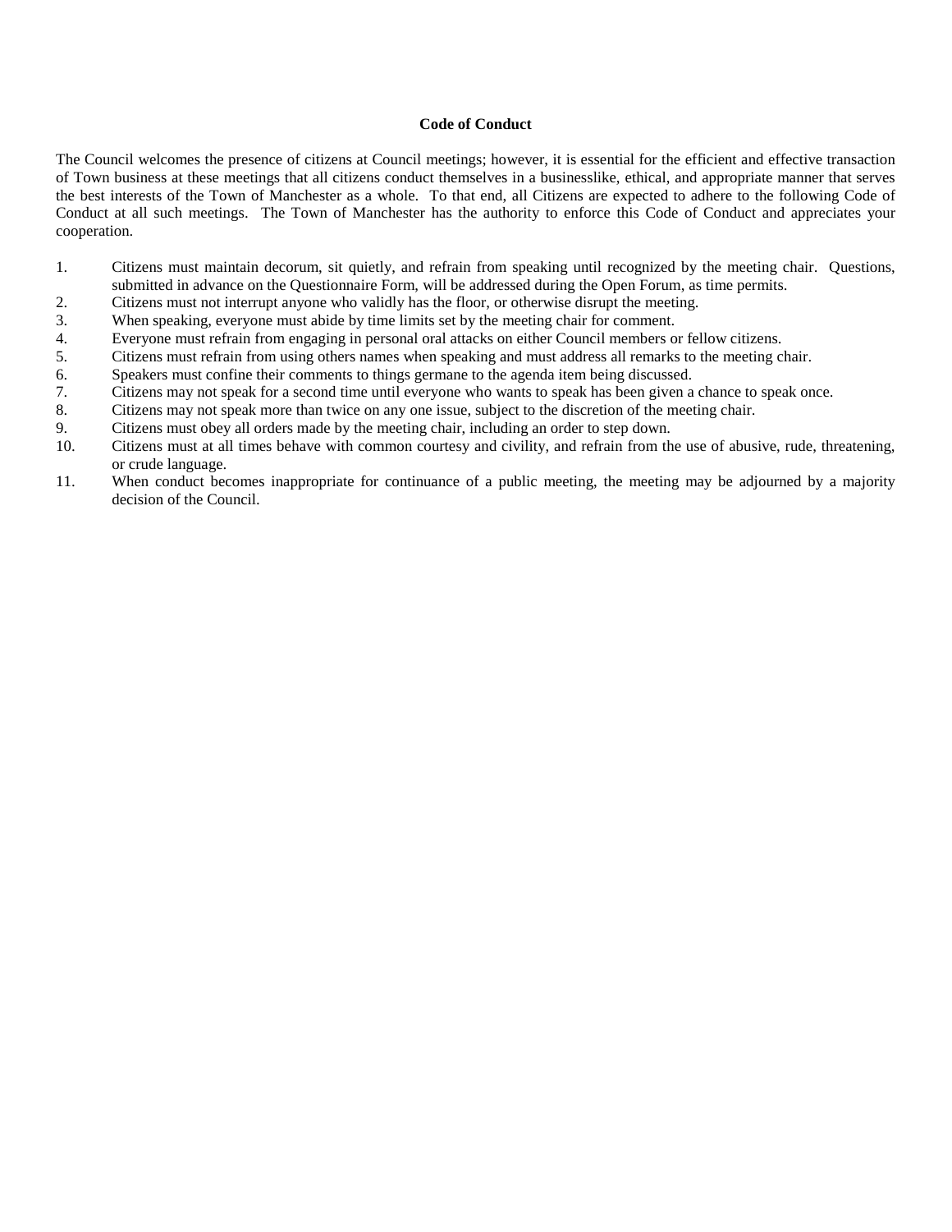## Code of Conduct

The Council welcomes the presence of citizens at Council meetings; however, it is essential for the efficient and effective transaction of Town business at these meetings that all citizens conduct themselves in a businesslike, ethical, and appropriate manner that serves the best interests of the Town of Manchester as a whole. To that end, all Citizens are expected to adhere to the following Code of Conduct at all such meetings. The Town of Manchester has the authority to enforce this Code of Conduct and appreciates your cooperation.

1. Citizens must maintain decorum, sit quietly, and refrain from speaking until recognized by the meeting chair. Questions, submitted in advance on the Questionnaire Form, will be addressed during the Open Forum, as time permits.
2. Citizens must not interrupt anyone who validly has the floor, or otherwise disrupt the meeting.
3. When speaking, everyone must abide by time limits set by the meeting chair for comment.
4. Everyone must refrain from engaging in personal oral attacks on either Council members or fellow citizens.
5. Citizens must refrain from using others names when speaking and must address all remarks to the meeting chair.
6. Speakers must confine their comments to things germane to the agenda item being discussed.
7. Citizens may not speak for a second time until everyone who wants to speak has been given a chance to speak once.
8. Citizens may not speak more than twice on any one issue, subject to the discretion of the meeting chair.
9. Citizens must obey all orders made by the meeting chair, including an order to step down.
10. Citizens must at all times behave with common courtesy and civility, and refrain from the use of abusive, rude, threatening, or crude language.
11. When conduct becomes inappropriate for continuance of a public meeting, the meeting may be adjourned by a majority decision of the Council.